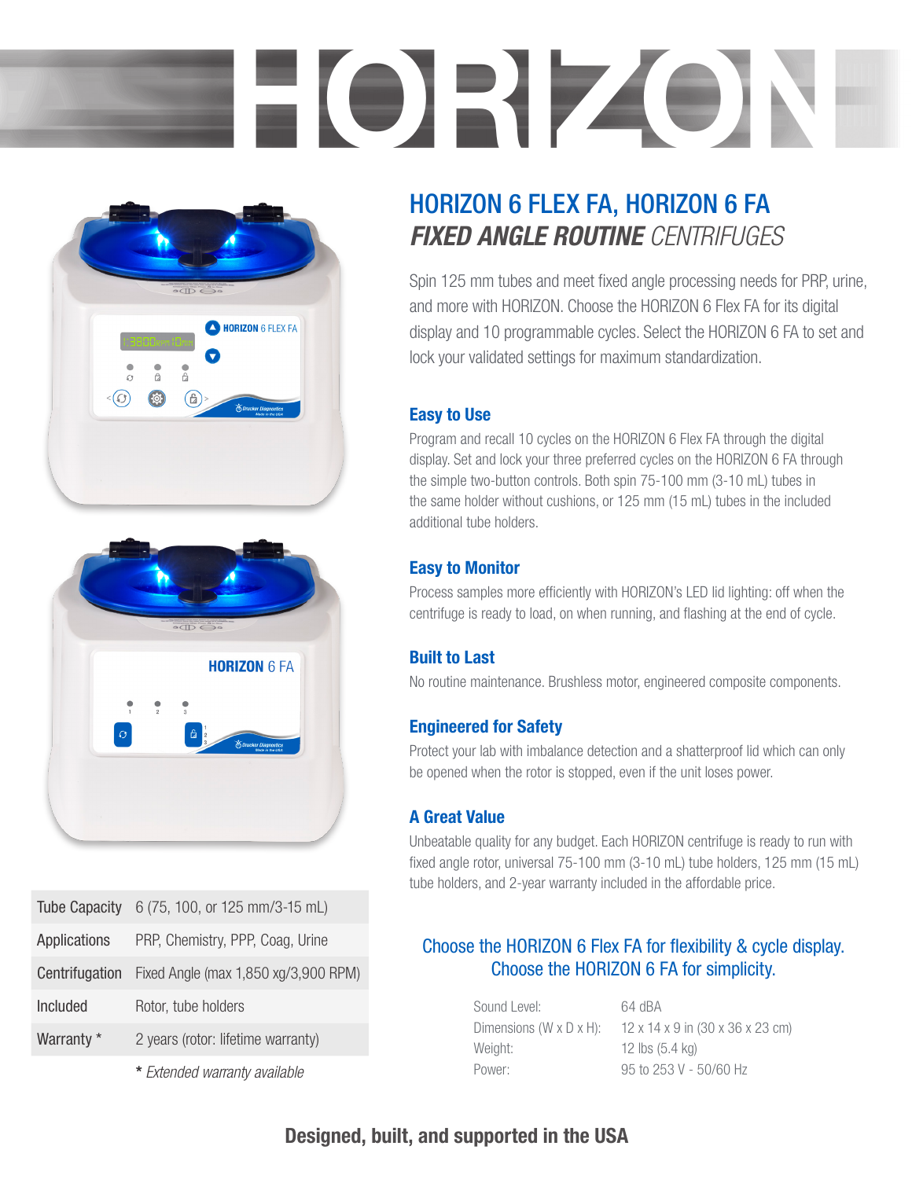# HORIZON

## HORIZON 6 FLEX FA, HORIZON 6 FA

## *FIXED ANGLE ROUTINE* CENTRIFUGES

Spin 125 mm tubes and meet fixed angle processing needs for PRP, urine, and more with HORIZON. Choose the HORIZON 6 Flex FA for its digital display and 10 programmable cycles. Select the HORIZON 6 FA to set and lock your validated settings for maximum standardization.

### Easy to Use

Program and recall 10 cycles on the HORIZON 6 Flex FA through the digital display. Set and lock your three preferred cycles on the HORIZON 6 FA through the simple two-button controls. Both spin 75-100 mm (3-10 mL) tubes in the same holder without cushions, or 125 mm (15 mL) tubes in the included additional tube holders.

### Easy to Monitor

Process samples more efficiently with HORIZON's LED lid lighting: off when the centrifuge is ready to load, on when running, and flashing at the end of cycle.

### Built to Last

No routine maintenance. Brushless motor, engineered composite components.

### Engineered for Safety

Protect your lab with imbalance detection and a shatterproof lid which can only be opened when the rotor is stopped, even if the unit loses power.

### A Great Value

Unbeatable quality for any budget. Each HORIZON centrifuge is ready to run with fixed angle rotor, universal 75-100 mm (3-10 mL) tube holders, 125 mm (15 mL) tube holders, and 2-year warranty included in the affordable price.

| | |
|---|---|
| Tube Capacity | 6 (75, 100, or 125 mm/3-15 mL) |
| Applications | PRP, Chemistry, PPP, Coag, Urine |
| Centrifugation | Fixed Angle (max 1,850 xg/3,900 RPM) |
| Included | Rotor, tube holders |
| Warranty * | 2 years (rotor: lifetime warranty) |

* *Extended warranty available*

Choose the HORIZON 6 Flex FA for flexibility & cycle display.
Choose the HORIZON 6 FA for simplicity.

| | |
|---|---|
| Sound Level: | 64 dBA |
| Dimensions (W x D x H): | 12 x 14 x 9 in (30 x 36 x 23 cm) |
| Weight: | 12 lbs (5.4 kg) |
| Power: | 95 to 253 V - 50/60 Hz |

**Designed, built, and supported in the USA**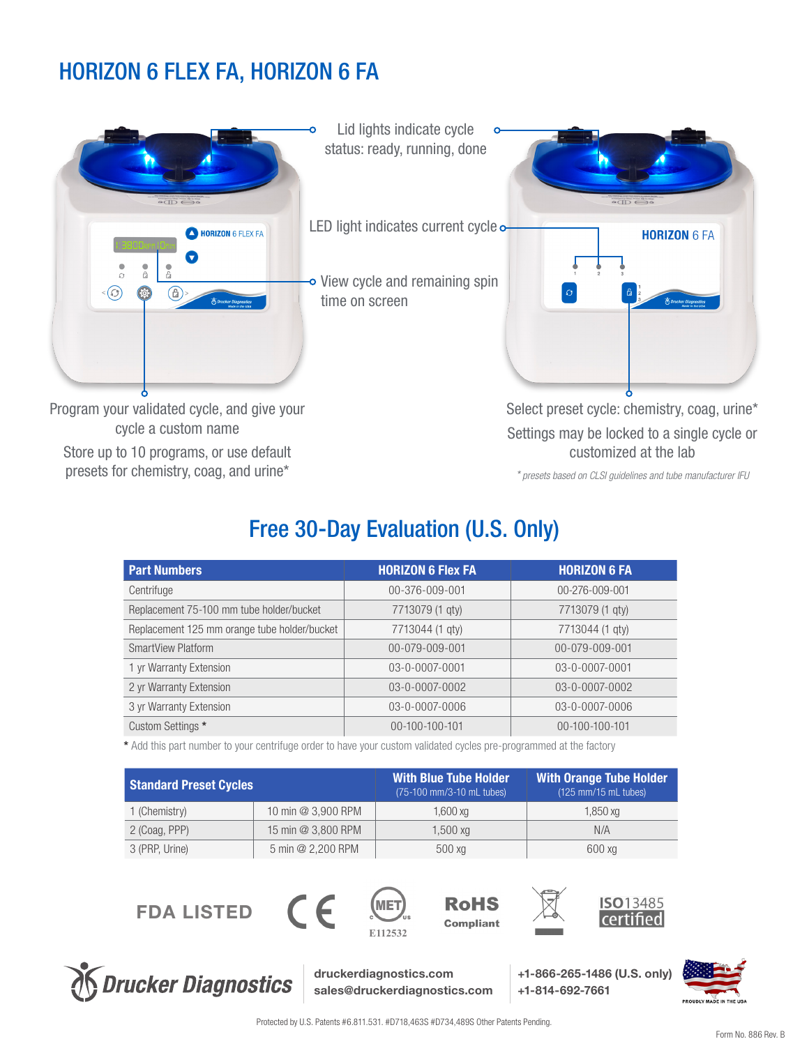# HORIZON 6 FLEX FA, HORIZON 6 FA

Lid lights indicate cycle status: ready, running, done

LED light indicates current cycle

View cycle and remaining spin time on screen

Program your validated cycle, and give your cycle a custom name

Store up to 10 programs, or use default presets for chemistry, coag, and urine*

Select preset cycle: chemistry, coag, urine*

Settings may be locked to a single cycle or customized at the lab

*\* presets based on CLSI guidelines and tube manufacturer IFU*

## Free 30-Day Evaluation (U.S. Only)

| Part Numbers | HORIZON 6 Flex FA | HORIZON 6 FA |
|---|---|---|
| Centrifuge | 00-376-009-001 | 00-276-009-001 |
| Replacement 75-100 mm tube holder/bucket | 7713079 (1 qty) | 7713079 (1 qty) |
| Replacement 125 mm orange tube holder/bucket | 7713044 (1 qty) | 7713044 (1 qty) |
| SmartView Platform | 00-079-009-001 | 00-079-009-001 |
| 1 yr Warranty Extension | 03-0-0007-0001 | 03-0-0007-0001 |
| 2 yr Warranty Extension | 03-0-0007-0002 | 03-0-0007-0002 |
| 3 yr Warranty Extension | 03-0-0007-0006 | 03-0-0007-0006 |
| Custom Settings * | 00-100-100-101 | 00-100-100-101 |

\* Add this part number to your centrifuge order to have your custom validated cycles pre-programmed at the factory

| Standard Preset Cycles | | With Blue Tube Holder (75-100 mm/3-10 mL tubes) | With Orange Tube Holder (125 mm/15 mL tubes) |
|---|---|---|---|
| 1 (Chemistry) | 10 min @ 3,900 RPM | 1,600 xg | 1,850 xg |
| 2 (Coag, PPP) | 15 min @ 3,800 RPM | 1,500 xg | N/A |
| 3 (PRP, Urine) | 5 min @ 2,200 RPM | 500 xg | 600 xg |

FDA LISTED | CE | MET E112532 | RoHS Compliant | ISO13485 certified

Drucker Diagnostics

druckerdiagnostics.com
sales@druckerdiagnostics.com

+1-866-265-1486 (U.S. only)
+1-814-692-7661

PROUDLY MADE IN THE USA

Protected by U.S. Patents #6.811.531. #D718,463S #D734,489S Other Patents Pending.

Form No. 886 Rev. B